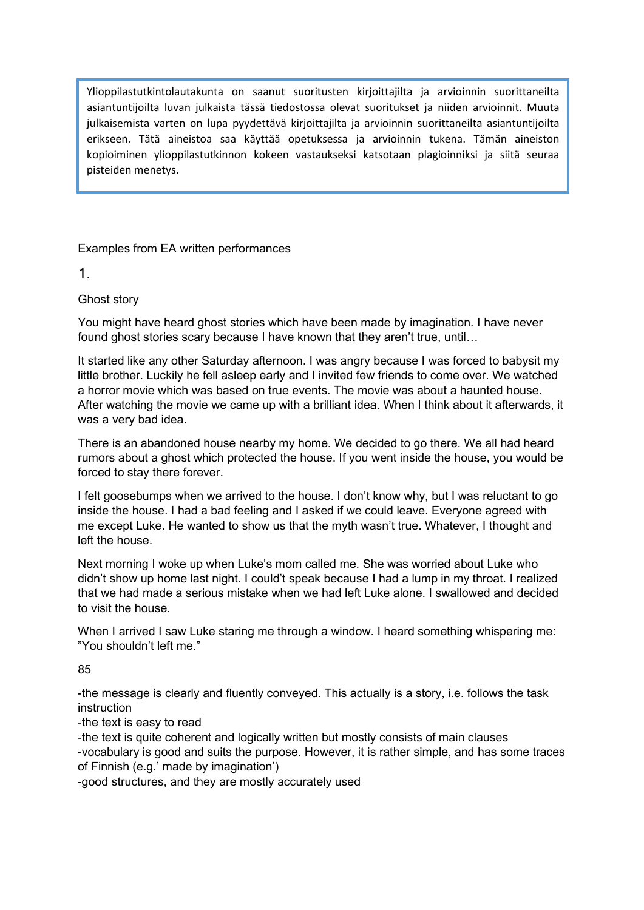Ylioppilastutkintolautakunta on saanut suoritusten kirjoittajilta ja arvioinnin suorittaneilta asiantuntijoilta luvan julkaista tässä tiedostossa olevat suoritukset ja niiden arvioinnit. Muuta julkaisemista varten on lupa pyydettävä kirjoittajilta ja arvioinnin suorittaneilta asiantuntijoilta erikseen. Tätä aineistoa saa käyttää opetuksessa ja arvioinnin tukena. Tämän aineiston kopioiminen ylioppilastutkinnon kokeen vastaukseksi katsotaan plagioinniksi ja siitä seuraa pisteiden menetys.

Examples from EA written performances

1.

Ghost story

You might have heard ghost stories which have been made by imagination. I have never found ghost stories scary because I have known that they aren't true, until…

It started like any other Saturday afternoon. I was angry because I was forced to babysit my little brother. Luckily he fell asleep early and I invited few friends to come over. We watched a horror movie which was based on true events. The movie was about a haunted house. After watching the movie we came up with a brilliant idea. When I think about it afterwards, it was a very bad idea.

There is an abandoned house nearby my home. We decided to go there. We all had heard rumors about a ghost which protected the house. If you went inside the house, you would be forced to stay there forever.

I felt goosebumps when we arrived to the house. I don't know why, but I was reluctant to go inside the house. I had a bad feeling and I asked if we could leave. Everyone agreed with me except Luke. He wanted to show us that the myth wasn't true. Whatever, I thought and left the house.

Next morning I woke up when Luke's mom called me. She was worried about Luke who didn't show up home last night. I could't speak because I had a lump in my throat. I realized that we had made a serious mistake when we had left Luke alone. I swallowed and decided to visit the house.

When I arrived I saw Luke staring me through a window. I heard something whispering me: "You shouldn't left me."

85

-the message is clearly and fluently conveyed. This actually is a story, i.e. follows the task instruction  
-the text is easy to read  
-the text is quite coherent and logically written but mostly consists of main clauses  
-vocabulary is good and suits the purpose. However, it is rather simple, and has some traces of Finnish (e.g.' made by imagination')  
-good structures, and they are mostly accurately used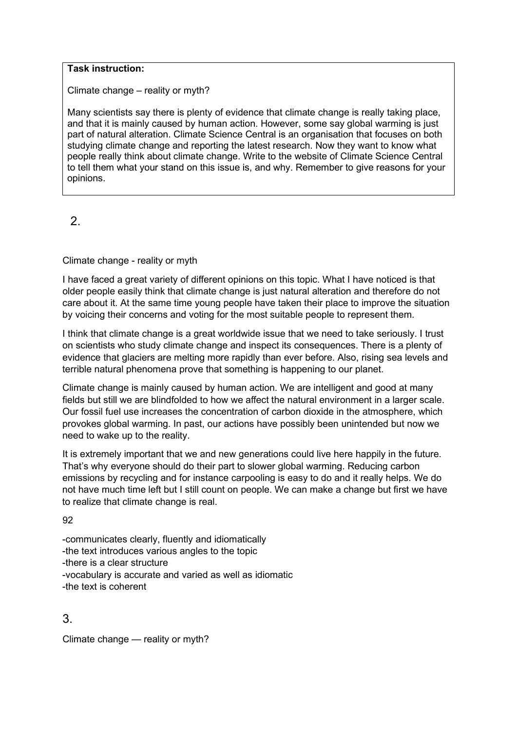**Task instruction:**

Climate change – reality or myth?

Many scientists say there is plenty of evidence that climate change is really taking place, and that it is mainly caused by human action. However, some say global warming is just part of natural alteration. Climate Science Central is an organisation that focuses on both studying climate change and reporting the latest research. Now they want to know what people really think about climate change. Write to the website of Climate Science Central to tell them what your stand on this issue is, and why. Remember to give reasons for your opinions.

2.

Climate change - reality or myth

I have faced a great variety of different opinions on this topic. What I have noticed is that older people easily think that climate change is just natural alteration and therefore do not care about it. At the same time young people have taken their place to improve the situation by voicing their concerns and voting for the most suitable people to represent them.

I think that climate change is a great worldwide issue that we need to take seriously. I trust on scientists who study climate change and inspect its consequences. There is a plenty of evidence that glaciers are melting more rapidly than ever before. Also, rising sea levels and terrible natural phenomena prove that something is happening to our planet.

Climate change is mainly caused by human action. We are intelligent and good at many fields but still we are blindfolded to how we affect the natural environment in a larger scale. Our fossil fuel use increases the concentration of carbon dioxide in the atmosphere, which provokes global warming. In past, our actions have possibly been unintended but now we need to wake up to the reality.

It is extremely important that we and new generations could live here happily in the future. That's why everyone should do their part to slower global warming. Reducing carbon emissions by recycling and for instance carpooling is easy to do and it really helps. We do not have much time left but I still count on people. We can make a change but first we have to realize that climate change is real.

92

-communicates clearly, fluently and idiomatically
-the text introduces various angles to the topic
-there is a clear structure
-vocabulary is accurate and varied as well as idiomatic
-the text is coherent

3.

Climate change — reality or myth?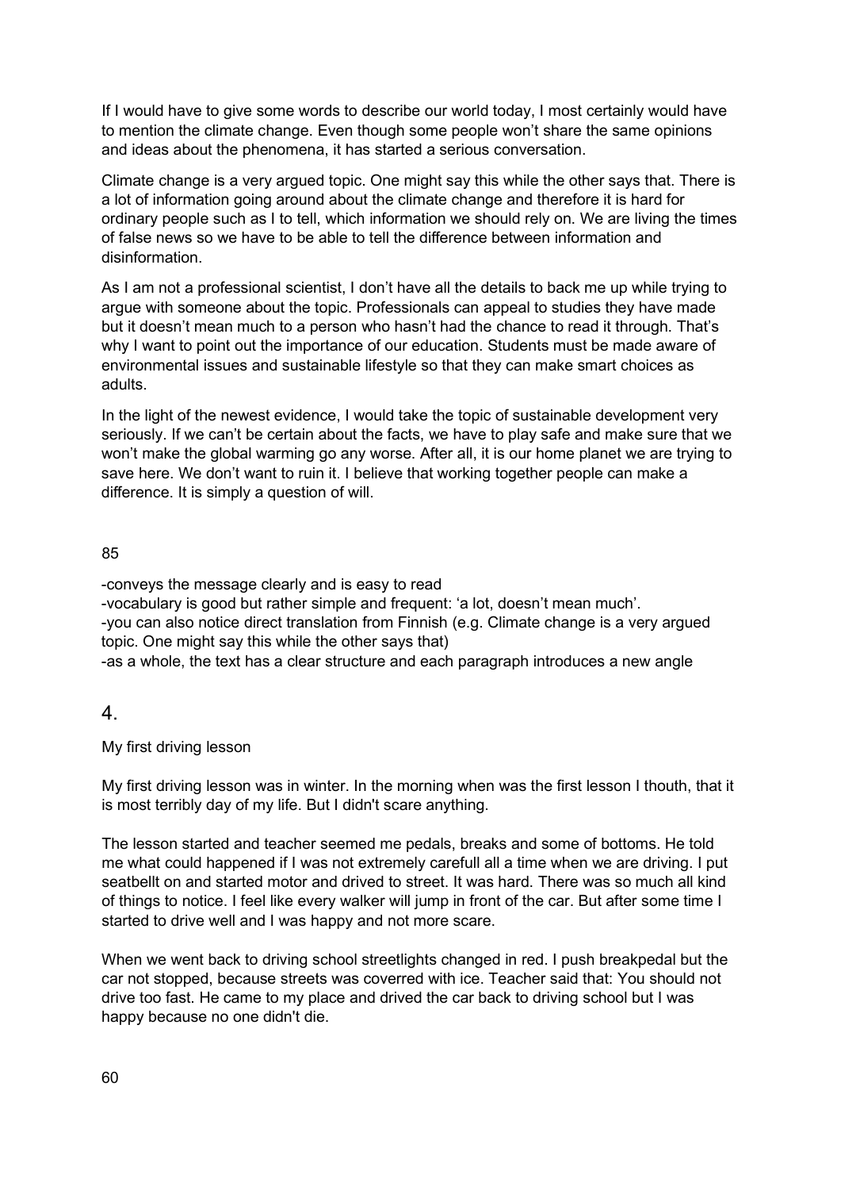If I would have to give some words to describe our world today, I most certainly would have to mention the climate change. Even though some people won't share the same opinions and ideas about the phenomena, it has started a serious conversation.

Climate change is a very argued topic. One might say this while the other says that. There is a lot of information going around about the climate change and therefore it is hard for ordinary people such as I to tell, which information we should rely on. We are living the times of false news so we have to be able to tell the difference between information and disinformation.

As I am not a professional scientist, I don't have all the details to back me up while trying to argue with someone about the topic. Professionals can appeal to studies they have made but it doesn't mean much to a person who hasn't had the chance to read it through. That's why I want to point out the importance of our education. Students must be made aware of environmental issues and sustainable lifestyle so that they can make smart choices as adults.

In the light of the newest evidence, I would take the topic of sustainable development very seriously. If we can't be certain about the facts, we have to play safe and make sure that we won't make the global warming go any worse. After all, it is our home planet we are trying to save here. We don't want to ruin it. I believe that working together people can make a difference. It is simply a question of will.

85

-conveys the message clearly and is easy to read
-vocabulary is good but rather simple and frequent: 'a lot, doesn't mean much'.
-you can also notice direct translation from Finnish (e.g. Climate change is a very argued topic. One might say this while the other says that)
-as a whole, the text has a clear structure and each paragraph introduces a new angle

## 4.

My first driving lesson

My first driving lesson was in winter. In the morning when was the first lesson I thouth, that it is most terribly day of my life. But I didn't scare anything.

The lesson started and teacher seemed me pedals, breaks and some of bottoms. He told me what could happened if I was not extremely carefull all a time when we are driving. I put seatbellt on and started motor and drived to street. It was hard. There was so much all kind of things to notice. I feel like every walker will jump in front of the car. But after some time I started to drive well and I was happy and not more scare.

When we went back to driving school streetlights changed in red. I push breakpedal but the car not stopped, because streets was coverred with ice. Teacher said that: You should not drive too fast. He came to my place and drived the car back to driving school but I was happy because no one didn't die.

60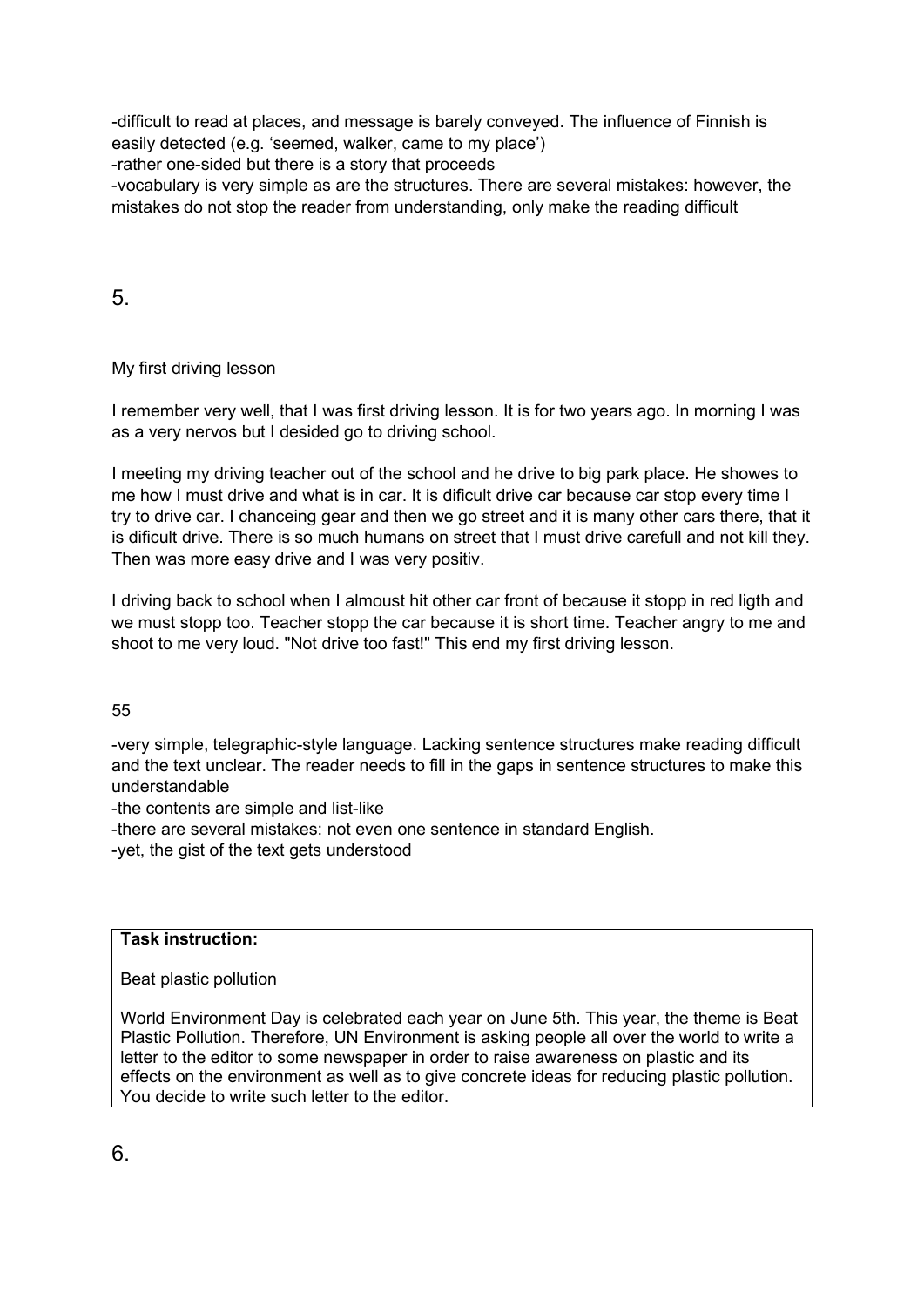-difficult to read at places, and message is barely conveyed. The influence of Finnish is easily detected (e.g. 'seemed, walker, came to my place')
-rather one-sided but there is a story that proceeds
-vocabulary is very simple as are the structures. There are several mistakes: however, the mistakes do not stop the reader from understanding, only make the reading difficult

5.

My first driving lesson

I remember very well, that I was first driving lesson. It is for two years ago. In morning I was as a very nervos but I desided go to driving school.

I meeting my driving teacher out of the school and he drive to big park place. He showes to me how I must drive and what is in car. It is dificult drive car because car stop every time I try to drive car. I chanceing gear and then we go street and it is many other cars there, that it is dificult drive. There is so much humans on street that I must drive carefull and not kill they. Then was more easy drive and I was very positiv.

I driving back to school when I almoust hit other car front of because it stopp in red ligth and we must stopp too. Teacher stopp the car because it is short time. Teacher angry to me and shoot to me very loud. "Not drive too fast!" This end my first driving lesson.

55

-very simple, telegraphic-style language. Lacking sentence structures make reading difficult and the text unclear. The reader needs to fill in the gaps in sentence structures to make this understandable
-the contents are simple and list-like
-there are several mistakes: not even one sentence in standard English.
-yet, the gist of the text gets understood

| **Task instruction:**<br><br>Beat plastic pollution<br><br>World Environment Day is celebrated each year on June 5th. This year, the theme is Beat Plastic Pollution. Therefore, UN Environment is asking people all over the world to write a letter to the editor to some newspaper in order to raise awareness on plastic and its effects on the environment as well as to give concrete ideas for reducing plastic pollution. You decide to write such letter to the editor. |
|---|

6.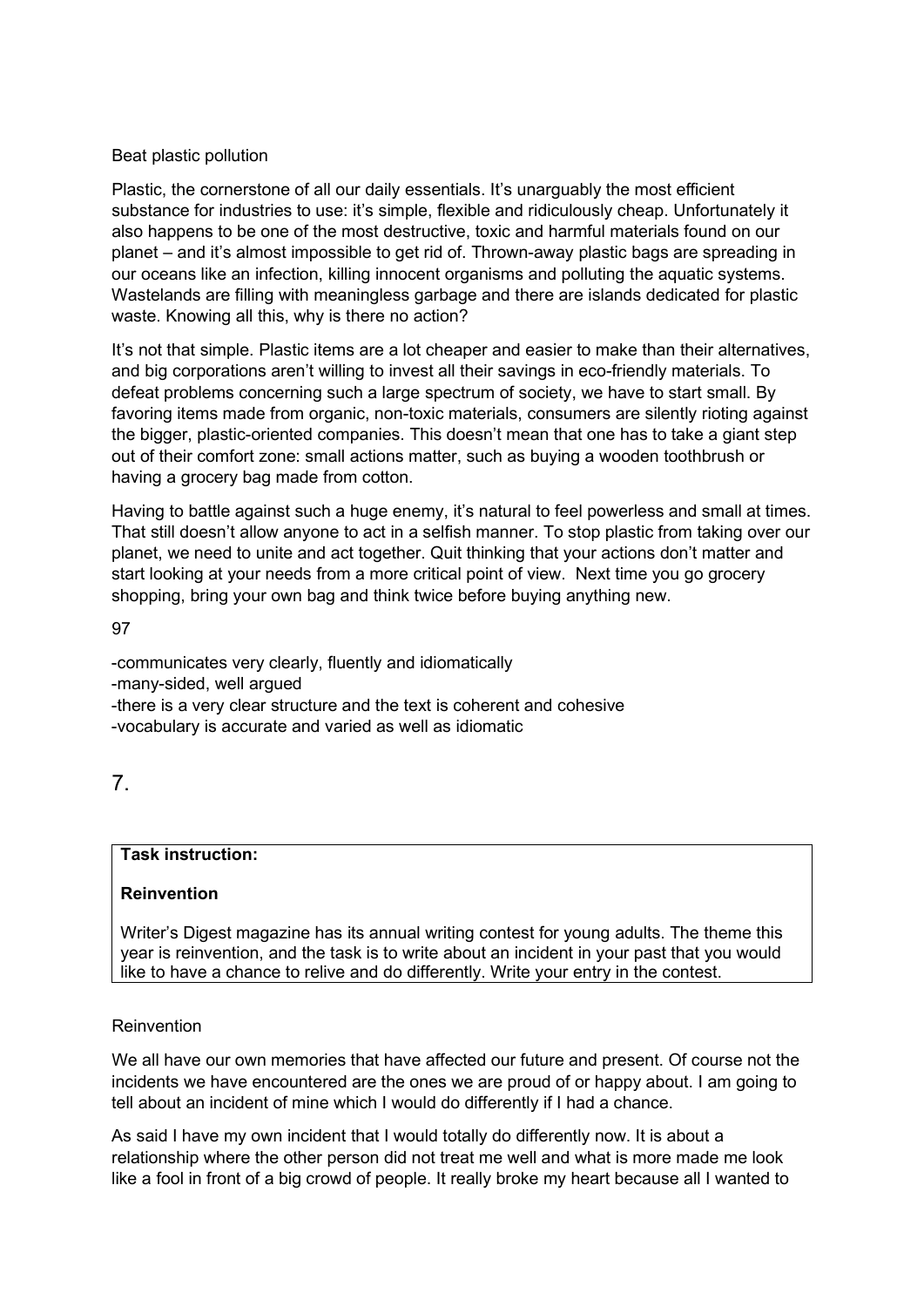Beat plastic pollution

Plastic, the cornerstone of all our daily essentials. It's unarguably the most efficient substance for industries to use: it's simple, flexible and ridiculously cheap. Unfortunately it also happens to be one of the most destructive, toxic and harmful materials found on our planet – and it's almost impossible to get rid of. Thrown-away plastic bags are spreading in our oceans like an infection, killing innocent organisms and polluting the aquatic systems. Wastelands are filling with meaningless garbage and there are islands dedicated for plastic waste. Knowing all this, why is there no action?

It's not that simple. Plastic items are a lot cheaper and easier to make than their alternatives, and big corporations aren't willing to invest all their savings in eco-friendly materials. To defeat problems concerning such a large spectrum of society, we have to start small. By favoring items made from organic, non-toxic materials, consumers are silently rioting against the bigger, plastic-oriented companies. This doesn't mean that one has to take a giant step out of their comfort zone: small actions matter, such as buying a wooden toothbrush or having a grocery bag made from cotton.

Having to battle against such a huge enemy, it's natural to feel powerless and small at times. That still doesn't allow anyone to act in a selfish manner. To stop plastic from taking over our planet, we need to unite and act together. Quit thinking that your actions don't matter and start looking at your needs from a more critical point of view. Next time you go grocery shopping, bring your own bag and think twice before buying anything new.

97

-communicates very clearly, fluently and idiomatically
-many-sided, well argued
-there is a very clear structure and the text is coherent and cohesive
-vocabulary is accurate and varied as well as idiomatic

# 7.

| **Task instruction:** **Reinvention** Writer's Digest magazine has its annual writing contest for young adults. The theme this year is reinvention, and the task is to write about an incident in your past that you would like to have a chance to relive and do differently. Write your entry in the contest. |
| --- |

Reinvention

We all have our own memories that have affected our future and present. Of course not the incidents we have encountered are the ones we are proud of or happy about. I am going to tell about an incident of mine which I would do differently if I had a chance.

As said I have my own incident that I would totally do differently now. It is about a relationship where the other person did not treat me well and what is more made me look like a fool in front of a big crowd of people. It really broke my heart because all I wanted to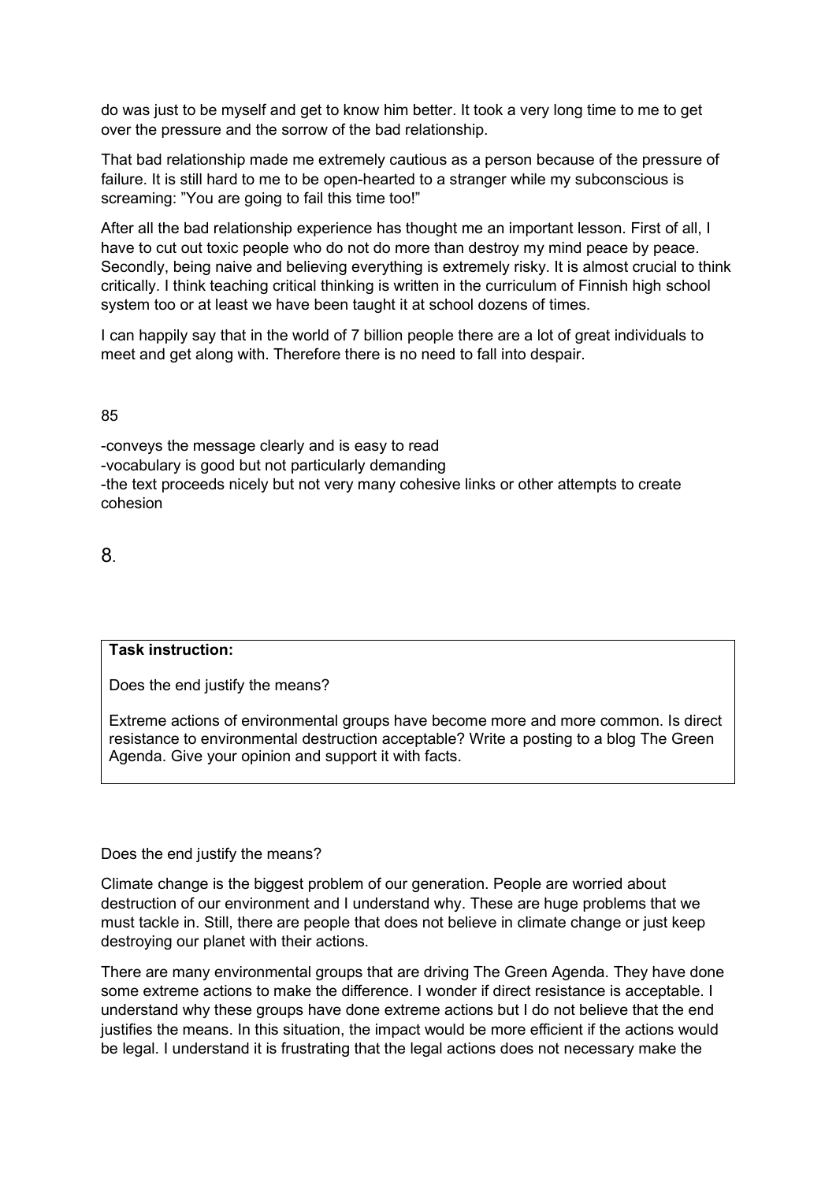do was just to be myself and get to know him better. It took a very long time to me to get over the pressure and the sorrow of the bad relationship.

That bad relationship made me extremely cautious as a person because of the pressure of failure. It is still hard to me to be open-hearted to a stranger while my subconscious is screaming: ”You are going to fail this time too!”

After all the bad relationship experience has thought me an important lesson. First of all, I have to cut out toxic people who do not do more than destroy my mind peace by peace. Secondly, being naive and believing everything is extremely risky. It is almost crucial to think critically. I think teaching critical thinking is written in the curriculum of Finnish high school system too or at least we have been taught it at school dozens of times.

I can happily say that in the world of 7 billion people there are a lot of great individuals to meet and get along with. Therefore there is no need to fall into despair.

85

-conveys the message clearly and is easy to read
-vocabulary is good but not particularly demanding
-the text proceeds nicely but not very many cohesive links or other attempts to create cohesion

8.

| **Task instruction:**<br><br>Does the end justify the means?<br><br>Extreme actions of environmental groups have become more and more common. Is direct resistance to environmental destruction acceptable? Write a posting to a blog The Green Agenda. Give your opinion and support it with facts. |
|---|

Does the end justify the means?

Climate change is the biggest problem of our generation. People are worried about destruction of our environment and I understand why. These are huge problems that we must tackle in. Still, there are people that does not believe in climate change or just keep destroying our planet with their actions.

There are many environmental groups that are driving The Green Agenda. They have done some extreme actions to make the difference. I wonder if direct resistance is acceptable. I understand why these groups have done extreme actions but I do not believe that the end justifies the means. In this situation, the impact would be more efficient if the actions would be legal. I understand it is frustrating that the legal actions does not necessary make the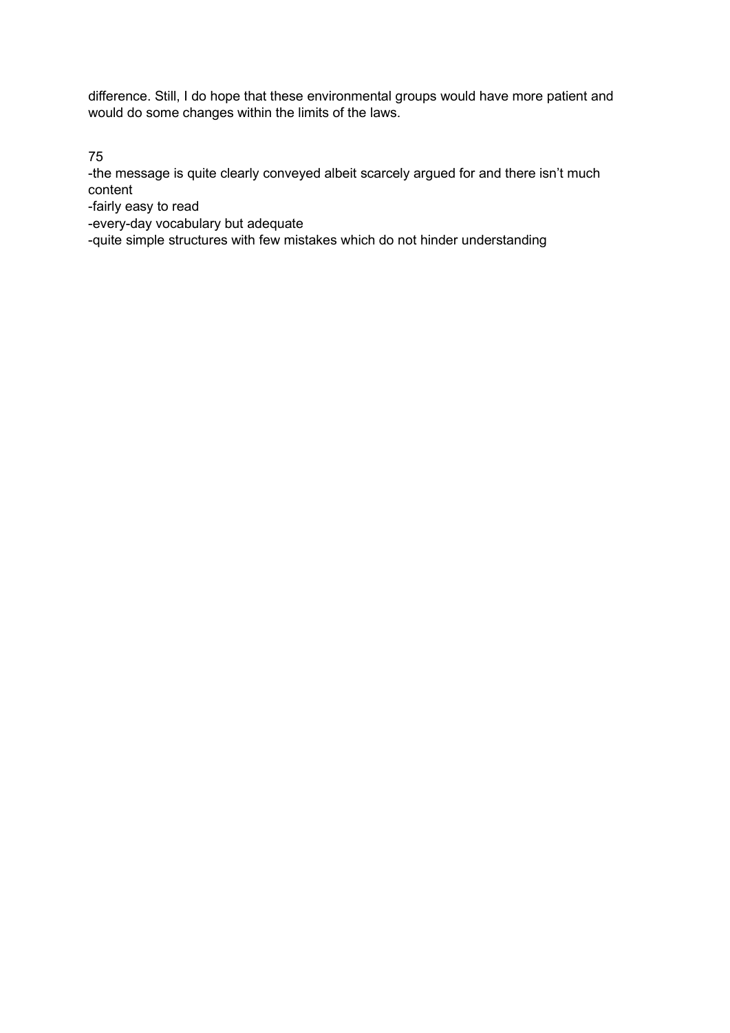difference. Still, I do hope that these environmental groups would have more patient and would do some changes within the limits of the laws.

75

-the message is quite clearly conveyed albeit scarcely argued for and there isn't much content
-fairly easy to read
-every-day vocabulary but adequate
-quite simple structures with few mistakes which do not hinder understanding